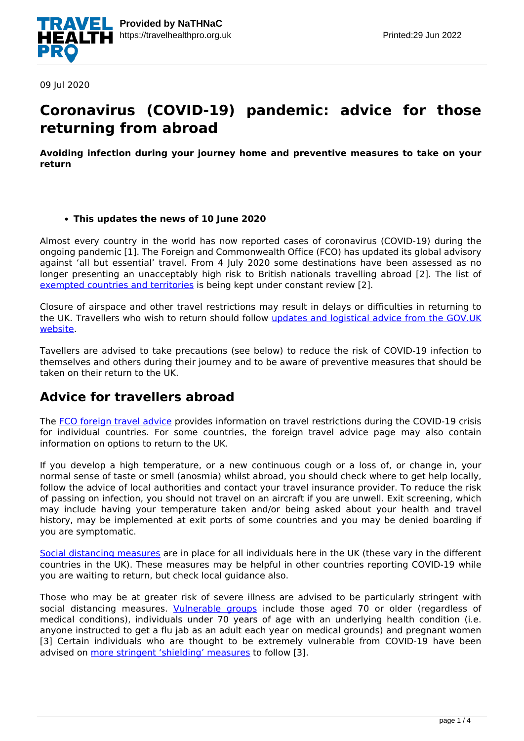09 Jul 2020

# Coronavirus (COVID-19) pandemic: advice for those returning from abroad

**Avoiding infection during your journey home and preventive measures to take on your return**

- **This updates the news of 10 June 2020**

Almost every country in the world has now reported cases of coronavirus (COVID-19) during the ongoing pandemic [1]. The Foreign and Commonwealth Office (FCO) has updated its global advisory against 'all but essential' travel. From 4 July 2020 some destinations have been assessed as no longer presenting an unacceptably high risk to British nationals travelling abroad [2]. The list of exempted countries and territories is being kept under constant review [2].

Closure of airspace and other travel restrictions may result in delays or difficulties in returning to the UK. Travellers who wish to return should follow updates and logistical advice from the GOV.UK website.

Tavellers are advised to take precautions (see below) to reduce the risk of COVID-19 infection to themselves and others during their journey and to be aware of preventive measures that should be taken on their return to the UK.

## Advice for travellers abroad

The FCO foreign travel advice provides information on travel restrictions during the COVID-19 crisis for individual countries. For some countries, the foreign travel advice page may also contain information on options to return to the UK.

If you develop a high temperature, or a new continuous cough or a loss of, or change in, your normal sense of taste or smell (anosmia) whilst abroad, you should check where to get help locally, follow the advice of local authorities and contact your travel insurance provider. To reduce the risk of passing on infection, you should not travel on an aircraft if you are unwell. Exit screening, which may include having your temperature taken and/or being asked about your health and travel history, may be implemented at exit ports of some countries and you may be denied boarding if you are symptomatic.

Social distancing measures are in place for all individuals here in the UK (these vary in the different countries in the UK). These measures may be helpful in other countries reporting COVID-19 while you are waiting to return, but check local guidance also.

Those who may be at greater risk of severe illness are advised to be particularly stringent with social distancing measures. Vulnerable groups include those aged 70 or older (regardless of medical conditions), individuals under 70 years of age with an underlying health condition (i.e. anyone instructed to get a flu jab as an adult each year on medical grounds) and pregnant women [3] Certain individuals who are thought to be extremely vulnerable from COVID-19 have been advised on more stringent 'shielding' measures to follow [3].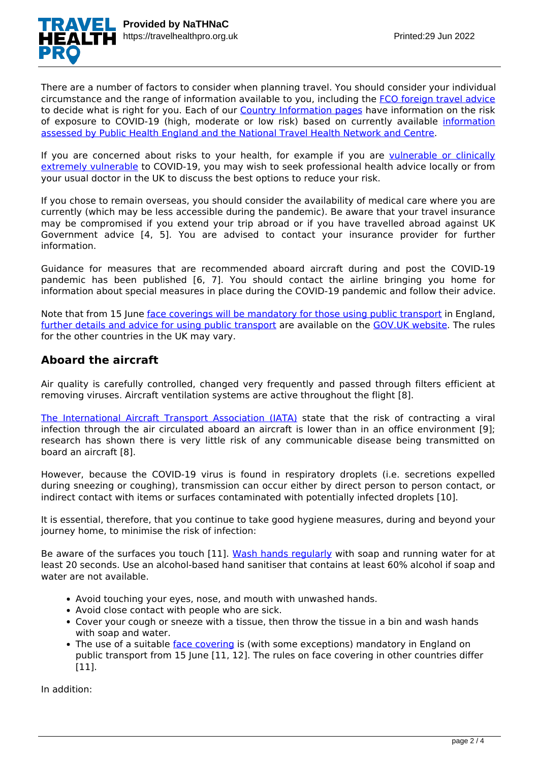There are a number of factors to consider when planning travel. You should consider your individual circumstance and the range of information available to you, including the FCO foreign travel advice to decide what is right for you. Each of our Country Information pages have information on the risk of exposure to COVID-19 (high, moderate or low risk) based on currently available information assessed by Public Health England and the National Travel Health Network and Centre.

If you are concerned about risks to your health, for example if you are vulnerable or clinically extremely vulnerable to COVID-19, you may wish to seek professional health advice locally or from your usual doctor in the UK to discuss the best options to reduce your risk.

If you chose to remain overseas, you should consider the availability of medical care where you are currently (which may be less accessible during the pandemic). Be aware that your travel insurance may be compromised if you extend your trip abroad or if you have travelled abroad against UK Government advice [4, 5]. You are advised to contact your insurance provider for further information.

Guidance for measures that are recommended aboard aircraft during and post the COVID-19 pandemic has been published [6, 7]. You should contact the airline bringing you home for information about special measures in place during the COVID-19 pandemic and follow their advice.

Note that from 15 June face coverings will be mandatory for those using public transport in England, further details and advice for using public transport are available on the GOV.UK website. The rules for the other countries in the UK may vary.

## Aboard the aircraft

Air quality is carefully controlled, changed very frequently and passed through filters efficient at removing viruses. Aircraft ventilation systems are active throughout the flight [8].

The International Aircraft Transport Association (IATA) state that the risk of contracting a viral infection through the air circulated aboard an aircraft is lower than in an office environment [9]; research has shown there is very little risk of any communicable disease being transmitted on board an aircraft [8].

However, because the COVID-19 virus is found in respiratory droplets (i.e. secretions expelled during sneezing or coughing), transmission can occur either by direct person to person contact, or indirect contact with items or surfaces contaminated with potentially infected droplets [10].

It is essential, therefore, that you continue to take good hygiene measures, during and beyond your journey home, to minimise the risk of infection:

Be aware of the surfaces you touch [11]. Wash hands regularly with soap and running water for at least 20 seconds. Use an alcohol-based hand sanitiser that contains at least 60% alcohol if soap and water are not available.

- Avoid touching your eyes, nose, and mouth with unwashed hands.
- Avoid close contact with people who are sick.
- Cover your cough or sneeze with a tissue, then throw the tissue in a bin and wash hands with soap and water.
- The use of a suitable face covering is (with some exceptions) mandatory in England on public transport from 15 June [11, 12]. The rules on face covering in other countries differ [11].

In addition: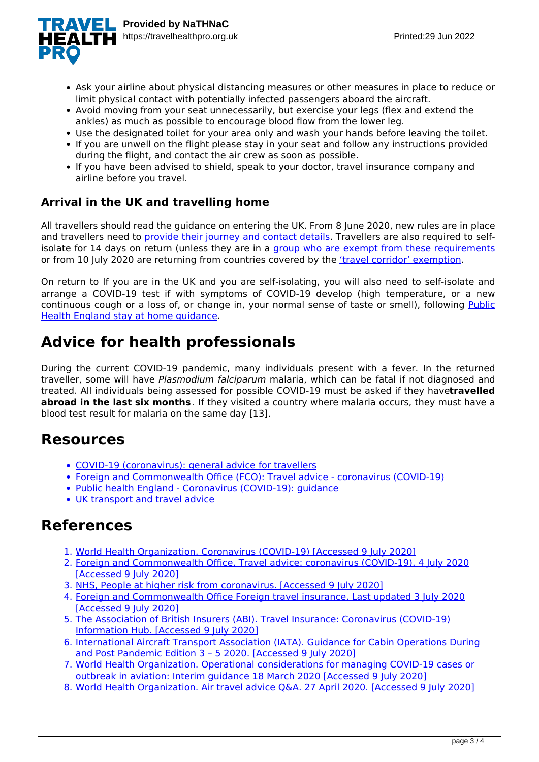- Ask your airline about physical distancing measures or other measures in place to reduce or limit physical contact with potentially infected passengers aboard the aircraft.
- Avoid moving from your seat unnecessarily, but exercise your legs (flex and extend the ankles) as much as possible to encourage blood flow from the lower leg.
- Use the designated toilet for your area only and wash your hands before leaving the toilet.
- If you are unwell on the flight please stay in your seat and follow any instructions provided during the flight, and contact the air crew as soon as possible.
- If you have been advised to shield, speak to your doctor, travel insurance company and airline before you travel.

### Arrival in the UK and travelling home

All travellers should read the guidance on entering the UK. From 8 June 2020, new rules are in place and travellers need to provide their journey and contact details. Travellers are also required to self-isolate for 14 days on return (unless they are in a group who are exempt from these requirements or from 10 July 2020 are returning from countries covered by the 'travel corridor' exemption.

On return to If you are in the UK and you are self-isolating, you will also need to self-isolate and arrange a COVID-19 test if with symptoms of COVID-19 develop (high temperature, or a new continuous cough or a loss of, or change in, your normal sense of taste or smell), following Public Health England stay at home guidance.

## Advice for health professionals

During the current COVID-19 pandemic, many individuals present with a fever. In the returned traveller, some will have *Plasmodium falciparum* malaria, which can be fatal if not diagnosed and treated. All individuals being assessed for possible COVID-19 must be asked if they have**travelled abroad in the last six months**. If they visited a country where malaria occurs, they must have a blood test result for malaria on the same day [13].

## Resources

- COVID-19 (coronavirus): general advice for travellers
- Foreign and Commonwealth Office (FCO): Travel advice - coronavirus (COVID-19)
- Public health England - Coronavirus (COVID-19): guidance
- UK transport and travel advice

## References

1. World Health Organization, Coronavirus (COVID-19) [Accessed 9 July 2020]
2. Foreign and Commonwealth Office, Travel advice: coronavirus (COVID-19). 4 July 2020 [Accessed 9 July 2020]
3. NHS, People at higher risk from coronavirus. [Accessed 9 July 2020]
4. Foreign and Commonwealth Office Foreign travel insurance. Last updated 3 July 2020 [Accessed 9 July 2020]
5. The Association of British Insurers (ABI). Travel Insurance: Coronavirus (COVID-19) Information Hub. [Accessed 9 July 2020]
6. International Aircraft Transport Association (IATA). Guidance for Cabin Operations During and Post Pandemic Edition 3 – 5 2020. [Accessed 9 July 2020]
7. World Health Organization. Operational considerations for managing COVID-19 cases or outbreak in aviation: Interim guidance 18 March 2020 [Accessed 9 July 2020]
8. World Health Organization. Air travel advice Q&A. 27 April 2020. [Accessed 9 July 2020]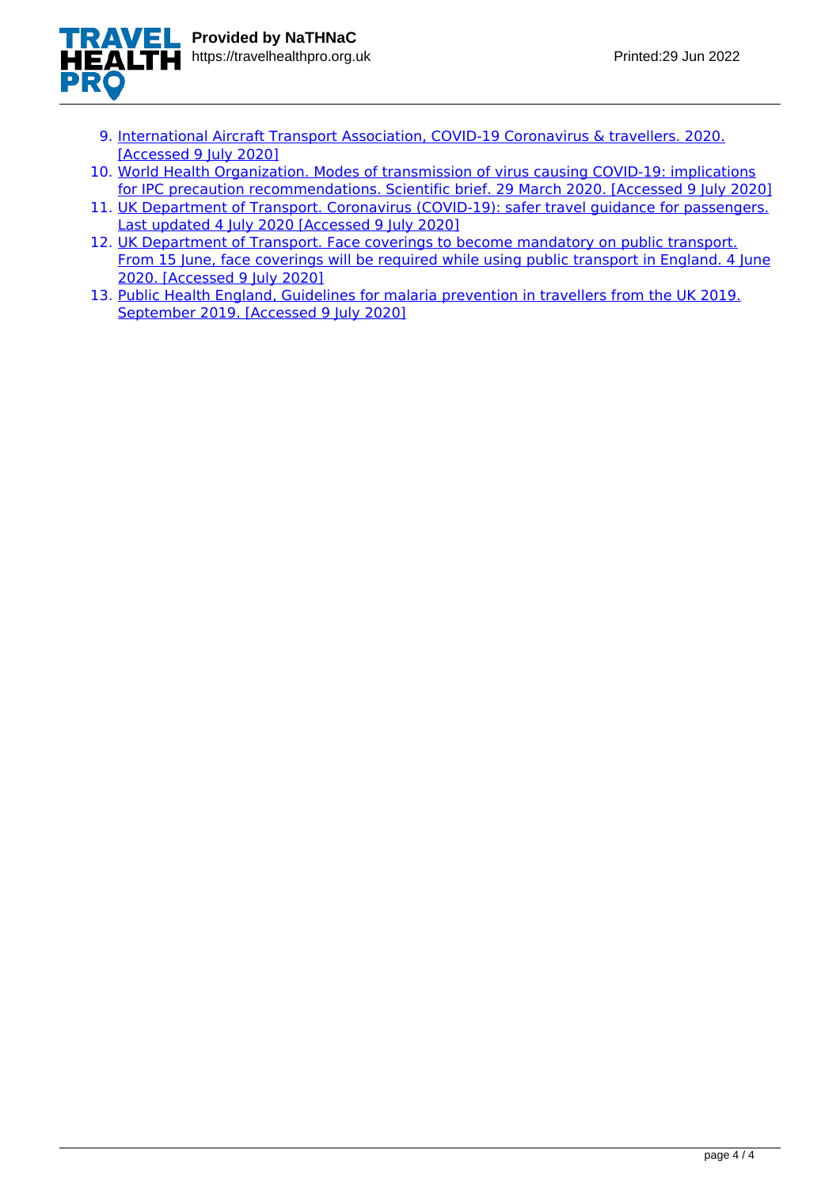9. International Aircraft Transport Association, COVID-19 Coronavirus & travellers. 2020. [Accessed 9 July 2020]
10. World Health Organization. Modes of transmission of virus causing COVID-19: implications for IPC precaution recommendations. Scientific brief. 29 March 2020. [Accessed 9 July 2020]
11. UK Department of Transport. Coronavirus (COVID-19): safer travel guidance for passengers. Last updated 4 July 2020 [Accessed 9 July 2020]
12. UK Department of Transport. Face coverings to become mandatory on public transport. From 15 June, face coverings will be required while using public transport in England. 4 June 2020. [Accessed 9 July 2020]
13. Public Health England, Guidelines for malaria prevention in travellers from the UK 2019. September 2019. [Accessed 9 July 2020]